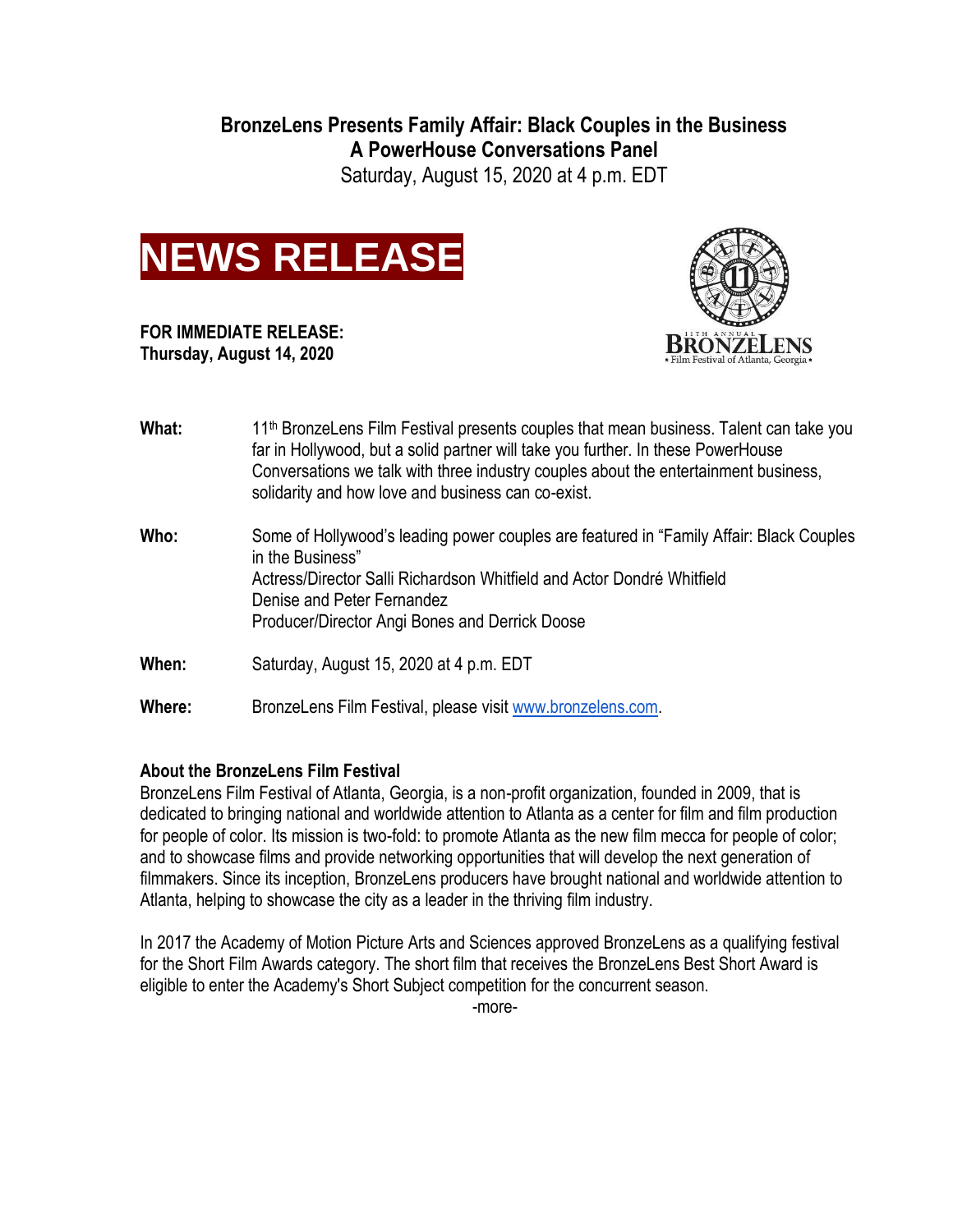**BronzeLens Presents Family Affair: Black Couples in the Business**
**A PowerHouse Conversations Panel**
Saturday, August 15, 2020 at 4 p.m. EDT

# NEWS RELEASE

**FOR IMMEDIATE RELEASE:**
**Thursday, August 14, 2020**

11TH ANNUAL BRONZELENS • Film Festival of Atlanta, Georgia •

**What:** 11th BronzeLens Film Festival presents couples that mean business. Talent can take you far in Hollywood, but a solid partner will take you further. In these PowerHouse Conversations we talk with three industry couples about the entertainment business, solidarity and how love and business can co-exist.

**Who:** Some of Hollywood's leading power couples are featured in "Family Affair: Black Couples in the Business"
Actress/Director Salli Richardson Whitfield and Actor Dondré Whitfield
Denise and Peter Fernandez
Producer/Director Angi Bones and Derrick Doose

**When:** Saturday, August 15, 2020 at 4 p.m. EDT

**Where:** BronzeLens Film Festival, please visit www.bronzelens.com.

### About the BronzeLens Film Festival

BronzeLens Film Festival of Atlanta, Georgia, is a non-profit organization, founded in 2009, that is dedicated to bringing national and worldwide attention to Atlanta as a center for film and film production for people of color. Its mission is two-fold: to promote Atlanta as the new film mecca for people of color; and to showcase films and provide networking opportunities that will develop the next generation of filmmakers. Since its inception, BronzeLens producers have brought national and worldwide attention to Atlanta, helping to showcase the city as a leader in the thriving film industry.

In 2017 the Academy of Motion Picture Arts and Sciences approved BronzeLens as a qualifying festival for the Short Film Awards category. The short film that receives the BronzeLens Best Short Award is eligible to enter the Academy's Short Subject competition for the concurrent season.

-more-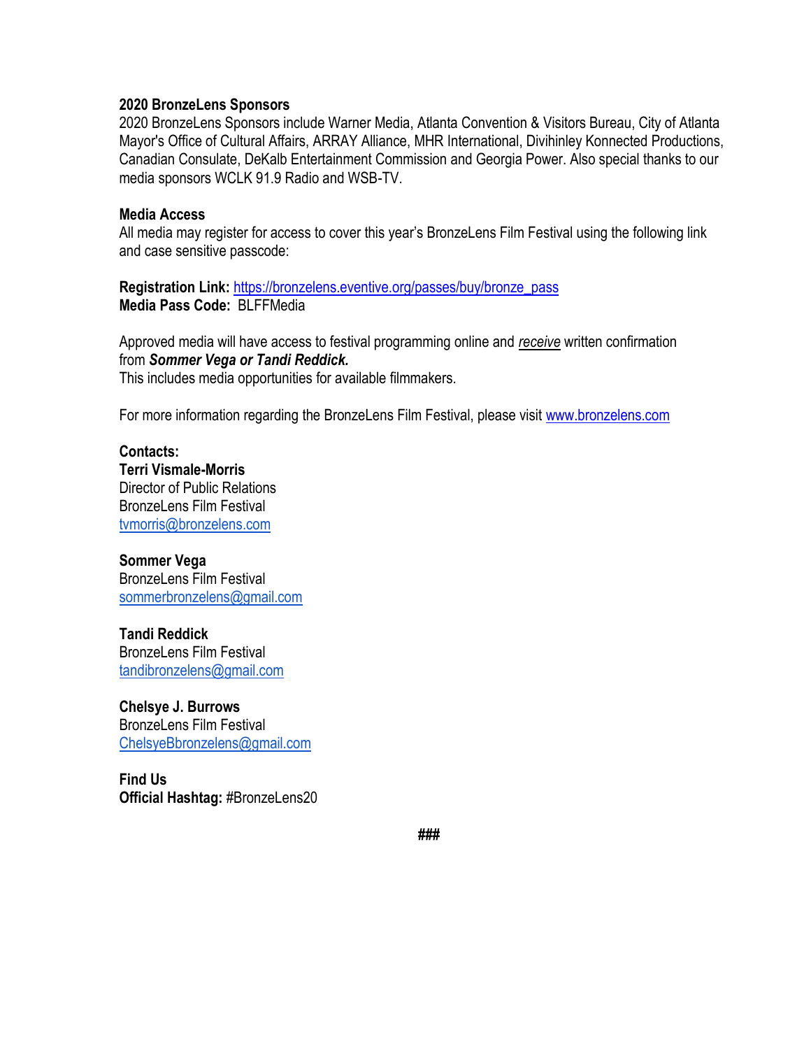**2020 BronzeLens Sponsors**

2020 BronzeLens Sponsors include Warner Media, Atlanta Convention & Visitors Bureau, City of Atlanta Mayor's Office of Cultural Affairs, ARRAY Alliance, MHR International, Divihinley Konnected Productions, Canadian Consulate, DeKalb Entertainment Commission and Georgia Power. Also special thanks to our media sponsors WCLK 91.9 Radio and WSB-TV.

**Media Access**

All media may register for access to cover this year's BronzeLens Film Festival using the following link and case sensitive passcode:

**Registration Link:** https://bronzelens.eventive.org/passes/buy/bronze_pass
**Media Pass Code:** BLFFMedia

Approved media will have access to festival programming online and *receive* written confirmation from ***Sommer Vega or Tandi Reddick.***
This includes media opportunities for available filmmakers.

For more information regarding the BronzeLens Film Festival, please visit www.bronzelens.com

**Contacts:**

**Terri Vismale-Morris**
Director of Public Relations
BronzeLens Film Festival
tvmorris@bronzelens.com

**Sommer Vega**
BronzeLens Film Festival
sommerbronzelens@gmail.com

**Tandi Reddick**
BronzeLens Film Festival
tandibronzelens@gmail.com

**Chelsye J. Burrows**
BronzeLens Film Festival
ChelsyeBbronzelens@gmail.com

**Find Us**
**Official Hashtag:** #BronzeLens20

**###**